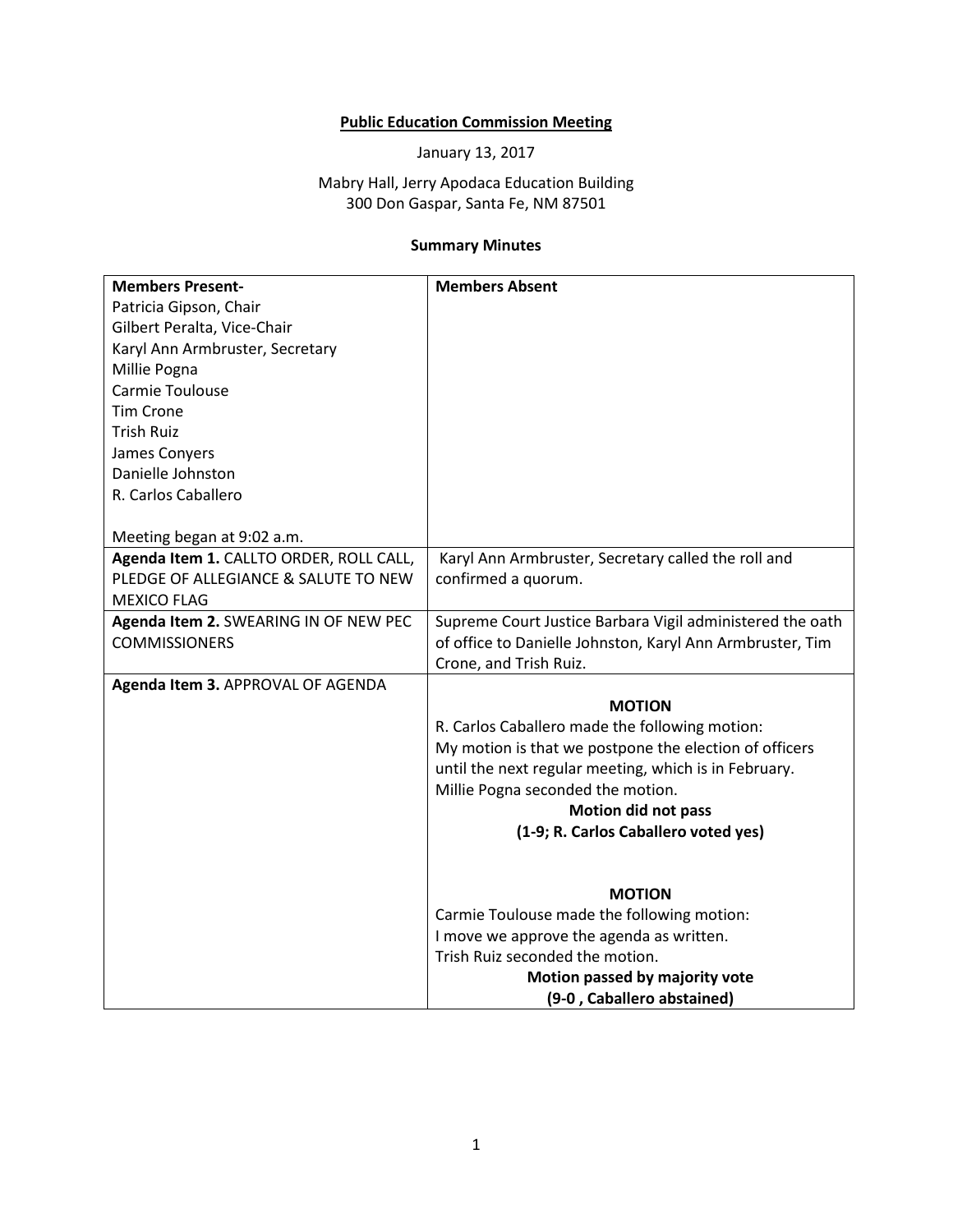**Public Education Commission Meeting**

January 13, 2017

Mabry Hall, Jerry Apodaca Education Building
300 Don Gaspar, Santa Fe, NM 87501

**Summary Minutes**

| **Members Present-** | **Members Absent** |
|---|---|
| Patricia Gipson, Chair<br>Gilbert Peralta, Vice-Chair<br>Karyl Ann Armbruster, Secretary<br>Millie Pogna<br>Carmie Toulouse<br>Tim Crone<br>Trish Ruiz<br>James Conyers<br>Danielle Johnston<br>R. Carlos Caballero<br><br>Meeting began at 9:02 a.m. | |
| **Agenda Item 1.** CALLTO ORDER, ROLL CALL, PLEDGE OF ALLEGIANCE & SALUTE TO NEW MEXICO FLAG | Karyl Ann Armbruster, Secretary called the roll and confirmed a quorum. |
| **Agenda Item 2.** SWEARING IN OF NEW PEC COMMISSIONERS | Supreme Court Justice Barbara Vigil administered the oath of office to Danielle Johnston, Karyl Ann Armbruster, Tim Crone, and Trish Ruiz. |
| **Agenda Item 3.** APPROVAL OF AGENDA | **MOTION**<br>R. Carlos Caballero made the following motion:<br>My motion is that we postpone the election of officers until the next regular meeting, which is in February.<br>Millie Pogna seconded the motion.<br>**Motion did not pass**<br>**(1-9; R. Carlos Caballero voted yes)**<br><br>**MOTION**<br>Carmie Toulouse made the following motion:<br>I move we approve the agenda as written.<br>Trish Ruiz seconded the motion.<br>**Motion passed by majority vote**<br>**(9-0 , Caballero abstained)** |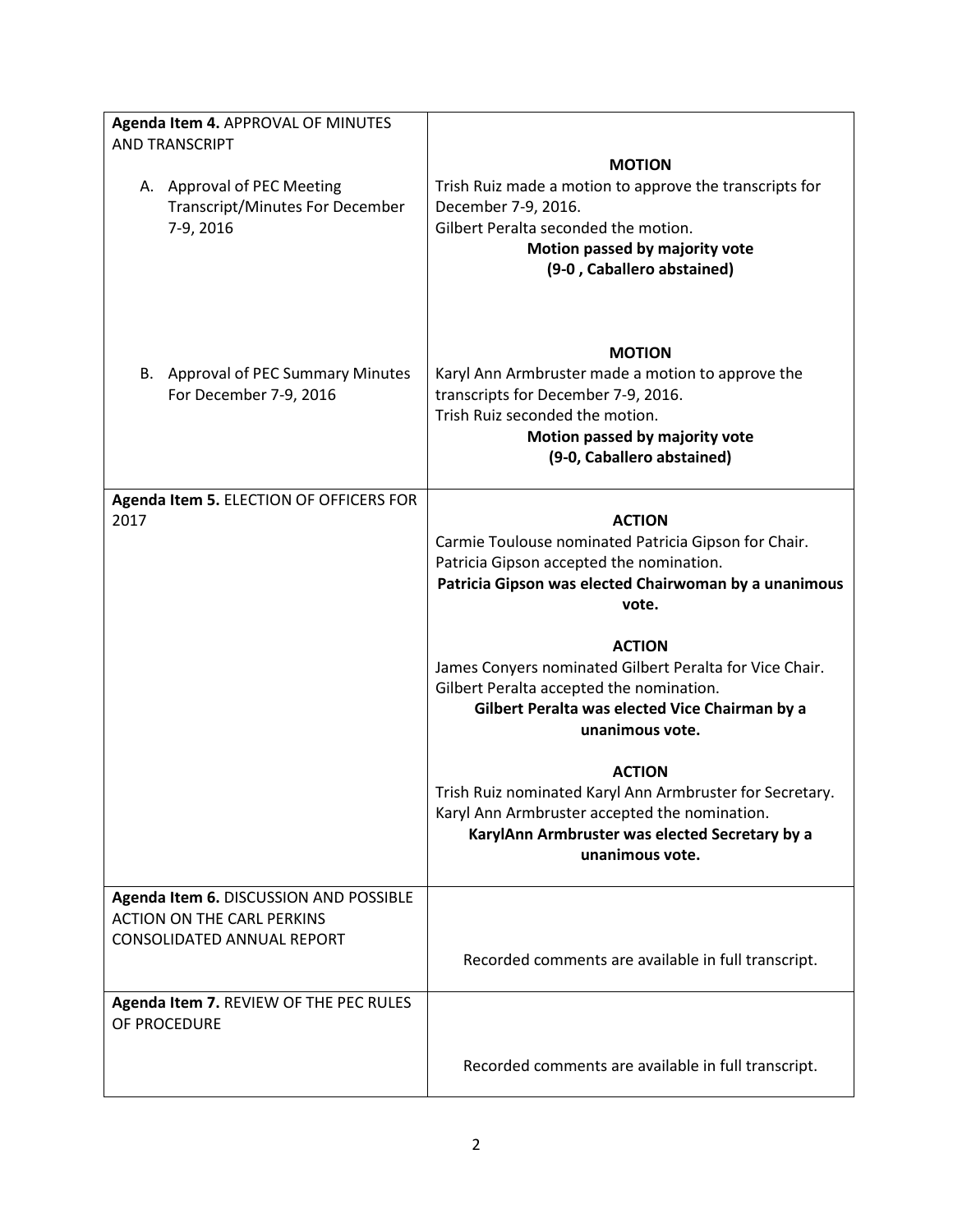| **Agenda Item 4.** APPROVAL OF MINUTES AND TRANSCRIPT<br><br>A. Approval of PEC Meeting Transcript/Minutes For December 7-9, 2016 | **MOTION**<br>Trish Ruiz made a motion to approve the transcripts for December 7-9, 2016.<br>Gilbert Peralta seconded the motion.<br>**Motion passed by majority vote**<br>**(9-0 , Caballero abstained)** |
|---|---|
| B. Approval of PEC Summary Minutes For December 7-9, 2016 | **MOTION**<br>Karyl Ann Armbruster made a motion to approve the transcripts for December 7-9, 2016.<br>Trish Ruiz seconded the motion.<br>**Motion passed by majority vote**<br>**(9-0, Caballero abstained)** |
| **Agenda Item 5.** ELECTION OF OFFICERS FOR 2017 | **ACTION**<br>Carmie Toulouse nominated Patricia Gipson for Chair.<br>Patricia Gipson accepted the nomination.<br>**Patricia Gipson was elected Chairwoman by a unanimous vote.**<br><br>**ACTION**<br>James Conyers nominated Gilbert Peralta for Vice Chair.<br>Gilbert Peralta accepted the nomination.<br>**Gilbert Peralta was elected Vice Chairman by a unanimous vote.**<br><br>**ACTION**<br>Trish Ruiz nominated Karyl Ann Armbruster for Secretary.<br>Karyl Ann Armbruster accepted the nomination.<br>**KarylAnn Armbruster was elected Secretary by a unanimous vote.** |
| **Agenda Item 6.** DISCUSSION AND POSSIBLE ACTION ON THE CARL PERKINS CONSOLIDATED ANNUAL REPORT | Recorded comments are available in full transcript. |
| **Agenda Item 7.** REVIEW OF THE PEC RULES OF PROCEDURE | Recorded comments are available in full transcript. |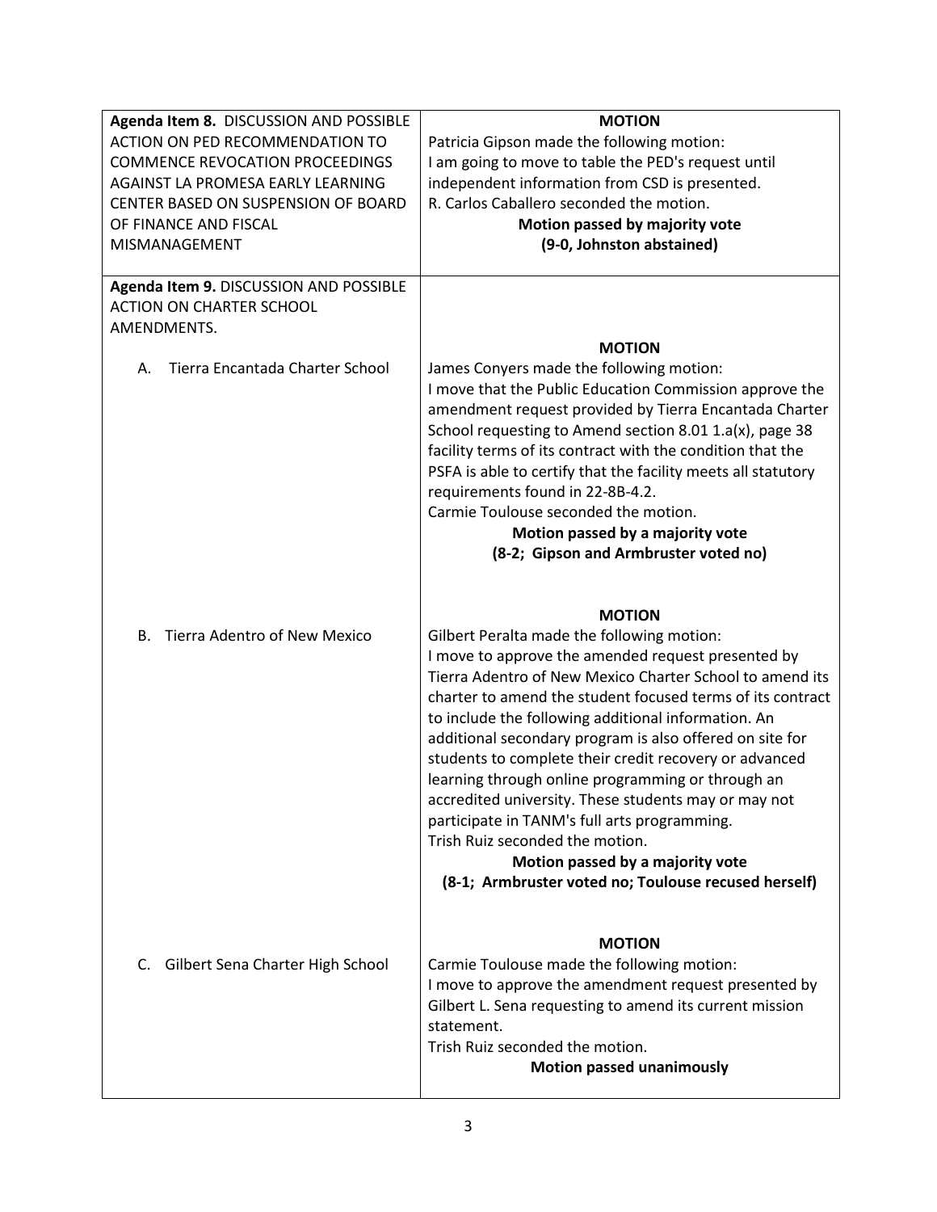| Agenda Item | Motion |
|---|---|
| **Agenda Item 8.** DISCUSSION AND POSSIBLE ACTION ON PED RECOMMENDATION TO COMMENCE REVOCATION PROCEEDINGS AGAINST LA PROMESA EARLY LEARNING CENTER BASED ON SUSPENSION OF BOARD OF FINANCE AND FISCAL MISMANAGEMENT | **MOTION**<br>Patricia Gipson made the following motion:<br>I am going to move to table the PED's request until independent information from CSD is presented.<br>R. Carlos Caballero seconded the motion.<br>**Motion passed by majority vote**<br>**(9-0, Johnston abstained)** |
| **Agenda Item 9.** DISCUSSION AND POSSIBLE ACTION ON CHARTER SCHOOL AMENDMENTS. | |
| A. Tierra Encantada Charter School | **MOTION**<br>James Conyers made the following motion:<br>I move that the Public Education Commission approve the amendment request provided by Tierra Encantada Charter School requesting to Amend section 8.01 1.a(x), page 38 facility terms of its contract with the condition that the PSFA is able to certify that the facility meets all statutory requirements found in 22-8B-4.2.<br>Carmie Toulouse seconded the motion.<br>**Motion passed by a majority vote**<br>**(8-2; Gipson and Armbruster voted no)** |
| B. Tierra Adentro of New Mexico | **MOTION**<br>Gilbert Peralta made the following motion:<br>I move to approve the amended request presented by Tierra Adentro of New Mexico Charter School to amend its charter to amend the student focused terms of its contract to include the following additional information. An additional secondary program is also offered on site for students to complete their credit recovery or advanced learning through online programming or through an accredited university. These students may or may not participate in TANM's full arts programming.<br>Trish Ruiz seconded the motion.<br>**Motion passed by a majority vote**<br>**(8-1; Armbruster voted no; Toulouse recused herself)** |
| C. Gilbert Sena Charter High School | **MOTION**<br>Carmie Toulouse made the following motion:<br>I move to approve the amendment request presented by Gilbert L. Sena requesting to amend its current mission statement.<br>Trish Ruiz seconded the motion.<br>**Motion passed unanimously** |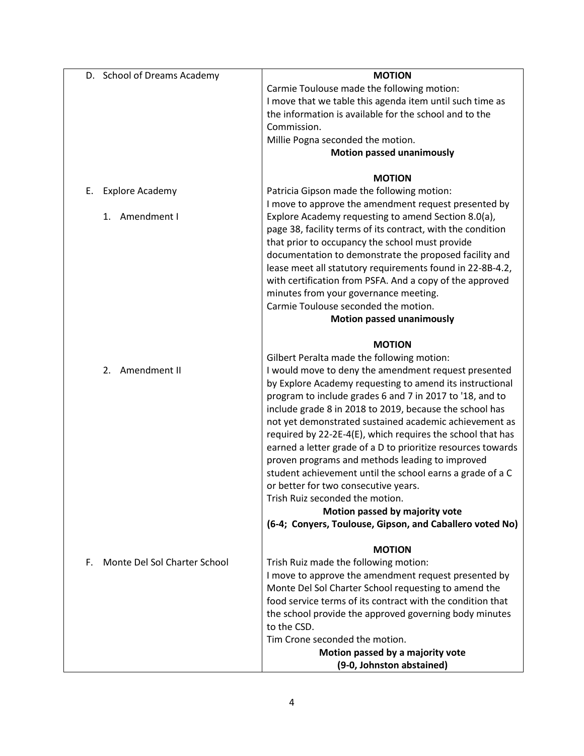| | |
|---|---|
| D. School of Dreams Academy | **MOTION**<br>Carmie Toulouse made the following motion:<br>I move that we table this agenda item until such time as the information is available for the school and to the Commission.<br>Millie Pogna seconded the motion.<br>**Motion passed unanimously** |
| E. Explore Academy<br><br>1. Amendment I | **MOTION**<br>Patricia Gipson made the following motion:<br>I move to approve the amendment request presented by Explore Academy requesting to amend Section 8.0(a), page 38, facility terms of its contract, with the condition that prior to occupancy the school must provide documentation to demonstrate the proposed facility and lease meet all statutory requirements found in 22-8B-4.2, with certification from PSFA. And a copy of the approved minutes from your governance meeting.<br>Carmie Toulouse seconded the motion.<br>**Motion passed unanimously** |
| 2. Amendment II | **MOTION**<br>Gilbert Peralta made the following motion:<br>I would move to deny the amendment request presented by Explore Academy requesting to amend its instructional program to include grades 6 and 7 in 2017 to '18, and to include grade 8 in 2018 to 2019, because the school has not yet demonstrated sustained academic achievement as required by 22-2E-4(E), which requires the school that has earned a letter grade of a D to prioritize resources towards proven programs and methods leading to improved student achievement until the school earns a grade of a C or better for two consecutive years.<br>Trish Ruiz seconded the motion.<br>**Motion passed by majority vote**<br>**(6-4; Conyers, Toulouse, Gipson, and Caballero voted No)** |
| F. Monte Del Sol Charter School | **MOTION**<br>Trish Ruiz made the following motion:<br>I move to approve the amendment request presented by Monte Del Sol Charter School requesting to amend the food service terms of its contract with the condition that the school provide the approved governing body minutes to the CSD.<br>Tim Crone seconded the motion.<br>**Motion passed by a majority vote**<br>**(9-0, Johnston abstained)** |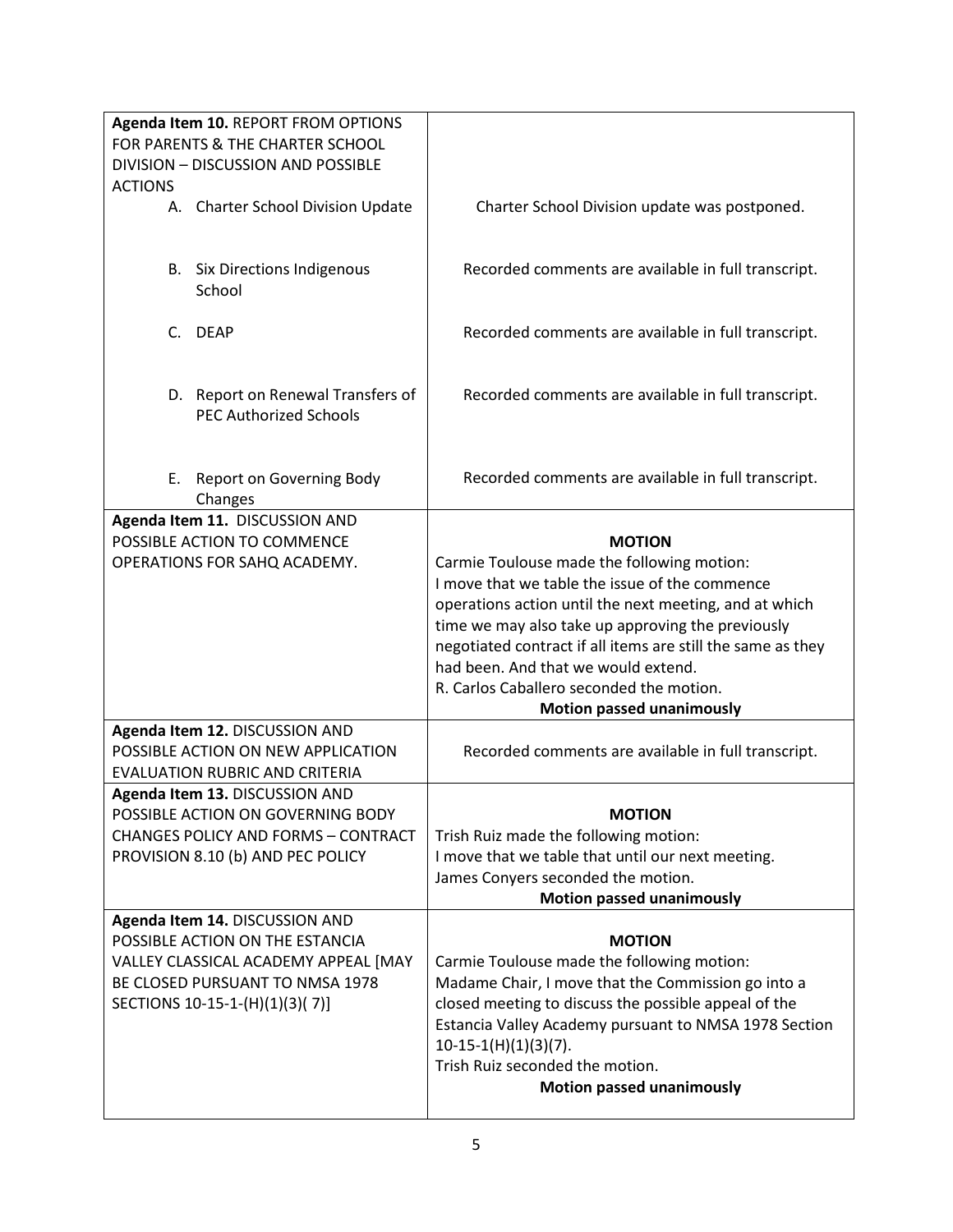| | |
|---|---|
| **Agenda Item 10.** REPORT FROM OPTIONS FOR PARENTS & THE CHARTER SCHOOL DIVISION – DISCUSSION AND POSSIBLE ACTIONS<br>A. Charter School Division Update | Charter School Division update was postponed. |
| B. Six Directions Indigenous School | Recorded comments are available in full transcript. |
| C. DEAP | Recorded comments are available in full transcript. |
| D. Report on Renewal Transfers of PEC Authorized Schools | Recorded comments are available in full transcript. |
| E. Report on Governing Body Changes | Recorded comments are available in full transcript. |
| **Agenda Item 11.** DISCUSSION AND POSSIBLE ACTION TO COMMENCE OPERATIONS FOR SAHQ ACADEMY. | **MOTION**<br>Carmie Toulouse made the following motion:<br>I move that we table the issue of the commence operations action until the next meeting, and at which time we may also take up approving the previously negotiated contract if all items are still the same as they had been. And that we would extend.<br>R. Carlos Caballero seconded the motion.<br>**Motion passed unanimously** |
| **Agenda Item 12.** DISCUSSION AND POSSIBLE ACTION ON NEW APPLICATION EVALUATION RUBRIC AND CRITERIA | Recorded comments are available in full transcript. |
| **Agenda Item 13.** DISCUSSION AND POSSIBLE ACTION ON GOVERNING BODY CHANGES POLICY AND FORMS – CONTRACT PROVISION 8.10 (b) AND PEC POLICY | **MOTION**<br>Trish Ruiz made the following motion:<br>I move that we table that until our next meeting.<br>James Conyers seconded the motion.<br>**Motion passed unanimously** |
| **Agenda Item 14.** DISCUSSION AND POSSIBLE ACTION ON THE ESTANCIA VALLEY CLASSICAL ACADEMY APPEAL [MAY BE CLOSED PURSUANT TO NMSA 1978 SECTIONS 10-15-1-(H)(1)(3)( 7)] | **MOTION**<br>Carmie Toulouse made the following motion:<br>Madame Chair, I move that the Commission go into a closed meeting to discuss the possible appeal of the Estancia Valley Academy pursuant to NMSA 1978 Section 10-15-1(H)(1)(3)(7).<br>Trish Ruiz seconded the motion.<br>**Motion passed unanimously** |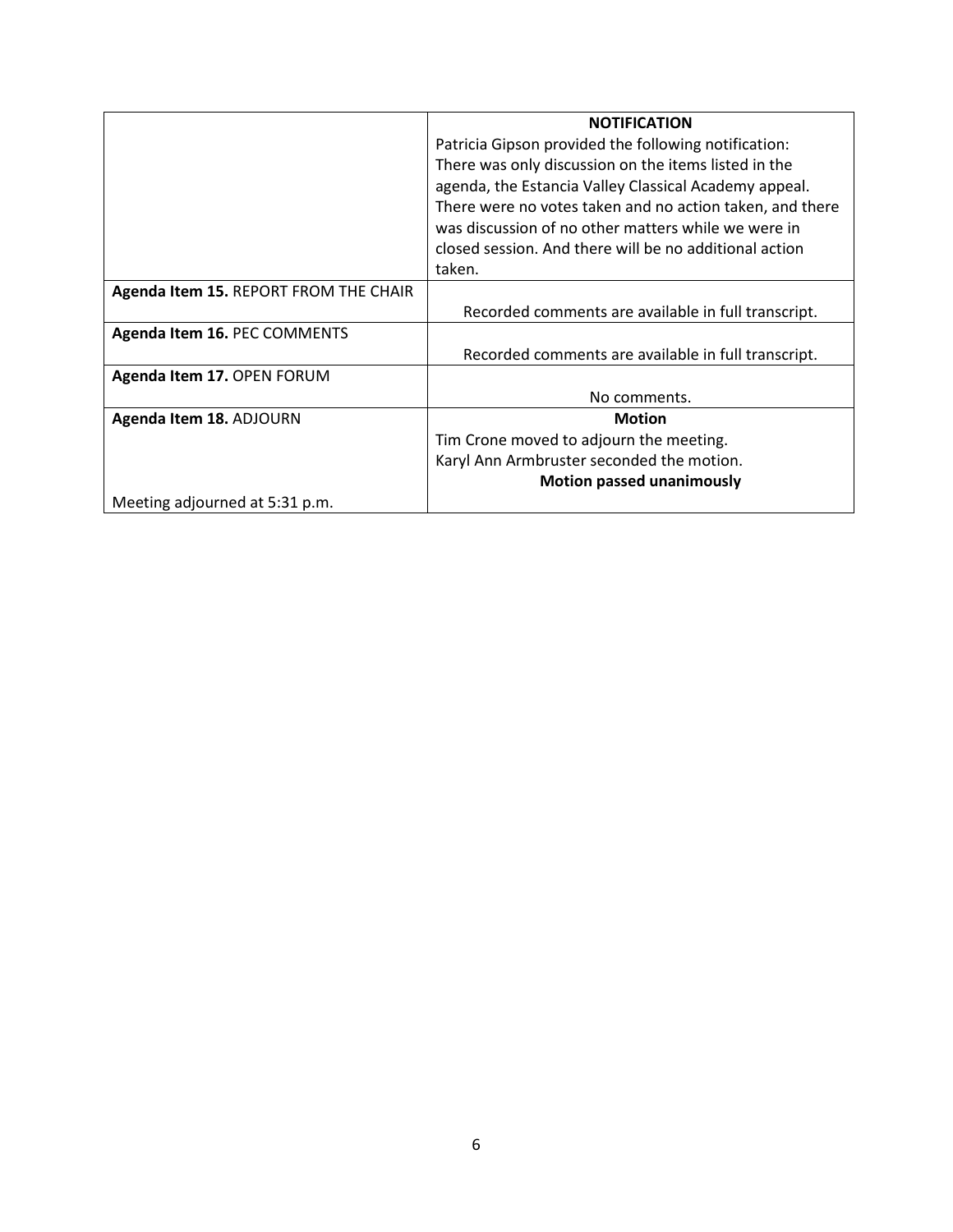| | |
|---|---|
| | **NOTIFICATION**<br>Patricia Gipson provided the following notification: There was only discussion on the items listed in the agenda, the Estancia Valley Classical Academy appeal. There were no votes taken and no action taken, and there was discussion of no other matters while we were in closed session. And there will be no additional action taken. |
| **Agenda Item 15.** REPORT FROM THE CHAIR | Recorded comments are available in full transcript. |
| **Agenda Item 16.** PEC COMMENTS | Recorded comments are available in full transcript. |
| **Agenda Item 17.** OPEN FORUM | No comments. |
| **Agenda Item 18.** ADJOURN<br><br>Meeting adjourned at 5:31 p.m. | **Motion**<br>Tim Crone moved to adjourn the meeting.<br>Karyl Ann Armbruster seconded the motion.<br>**Motion passed unanimously** |